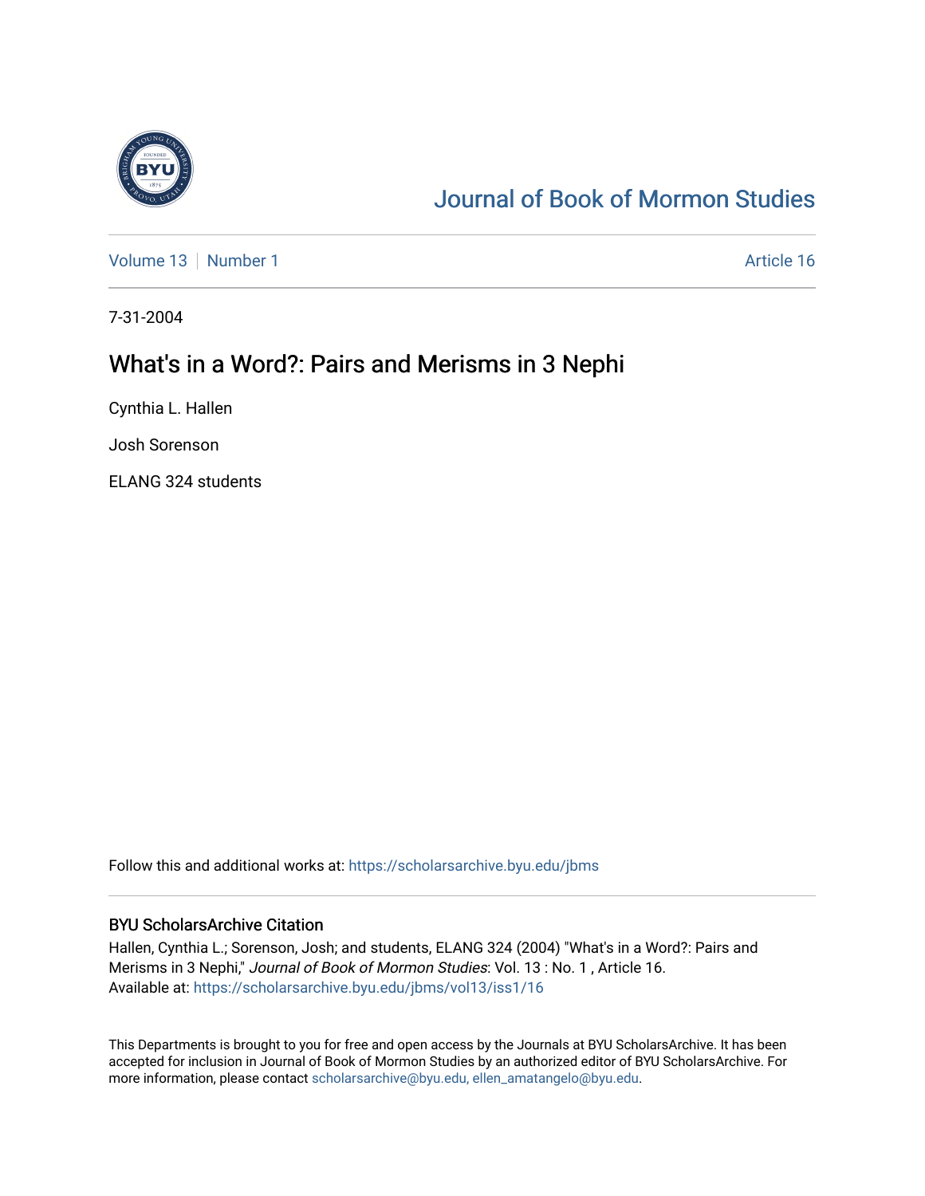Journal of Book of Mormon Studies

Volume 13 | Number 1 | Article 16

7-31-2004

# What's in a Word?: Pairs and Merisms in 3 Nephi

Cynthia L. Hallen

Josh Sorenson

ELANG 324 students

Follow this and additional works at: https://scholarsarchive.byu.edu/jbms

## BYU ScholarsArchive Citation

Hallen, Cynthia L.; Sorenson, Josh; and students, ELANG 324 (2004) "What's in a Word?: Pairs and Merisms in 3 Nephi," *Journal of Book of Mormon Studies*: Vol. 13 : No. 1 , Article 16.
Available at: https://scholarsarchive.byu.edu/jbms/vol13/iss1/16

This Departments is brought to you for free and open access by the Journals at BYU ScholarsArchive. It has been accepted for inclusion in Journal of Book of Mormon Studies by an authorized editor of BYU ScholarsArchive. For more information, please contact scholarsarchive@byu.edu, ellen_amatangelo@byu.edu.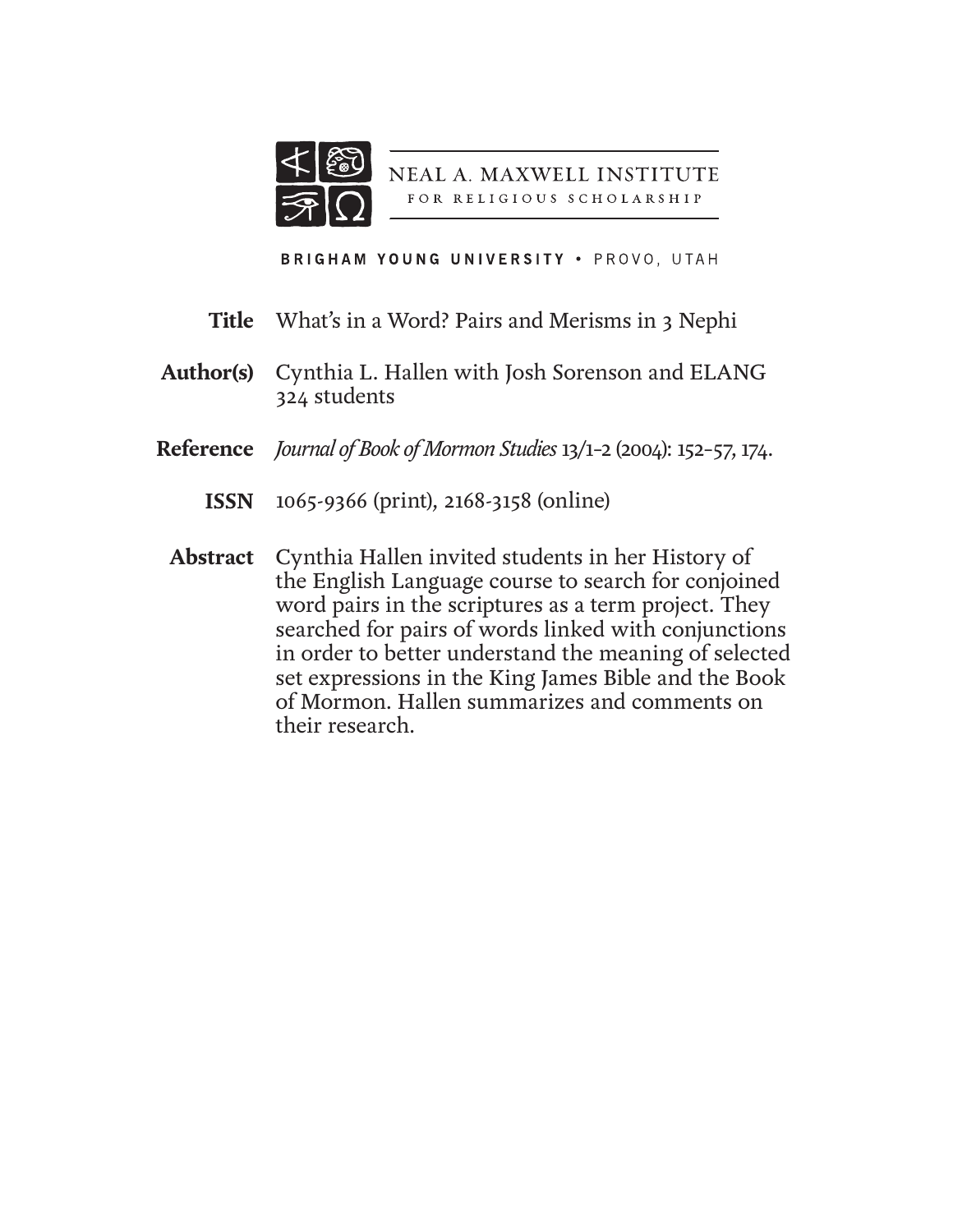NEAL A. MAXWELL INSTITUTE
FOR RELIGIOUS SCHOLARSHIP

BRIGHAM YOUNG UNIVERSITY • PROVO, UTAH

**Title** What's in a Word? Pairs and Merisms in 3 Nephi

**Author(s)** Cynthia L. Hallen with Josh Sorenson and ELANG 324 students

**Reference** *Journal of Book of Mormon Studies* 13/1–2 (2004): 152–57, 174.

**ISSN** 1065-9366 (print), 2168-3158 (online)

**Abstract** Cynthia Hallen invited students in her History of the English Language course to search for conjoined word pairs in the scriptures as a term project. They searched for pairs of words linked with conjunctions in order to better understand the meaning of selected set expressions in the King James Bible and the Book of Mormon. Hallen summarizes and comments on their research.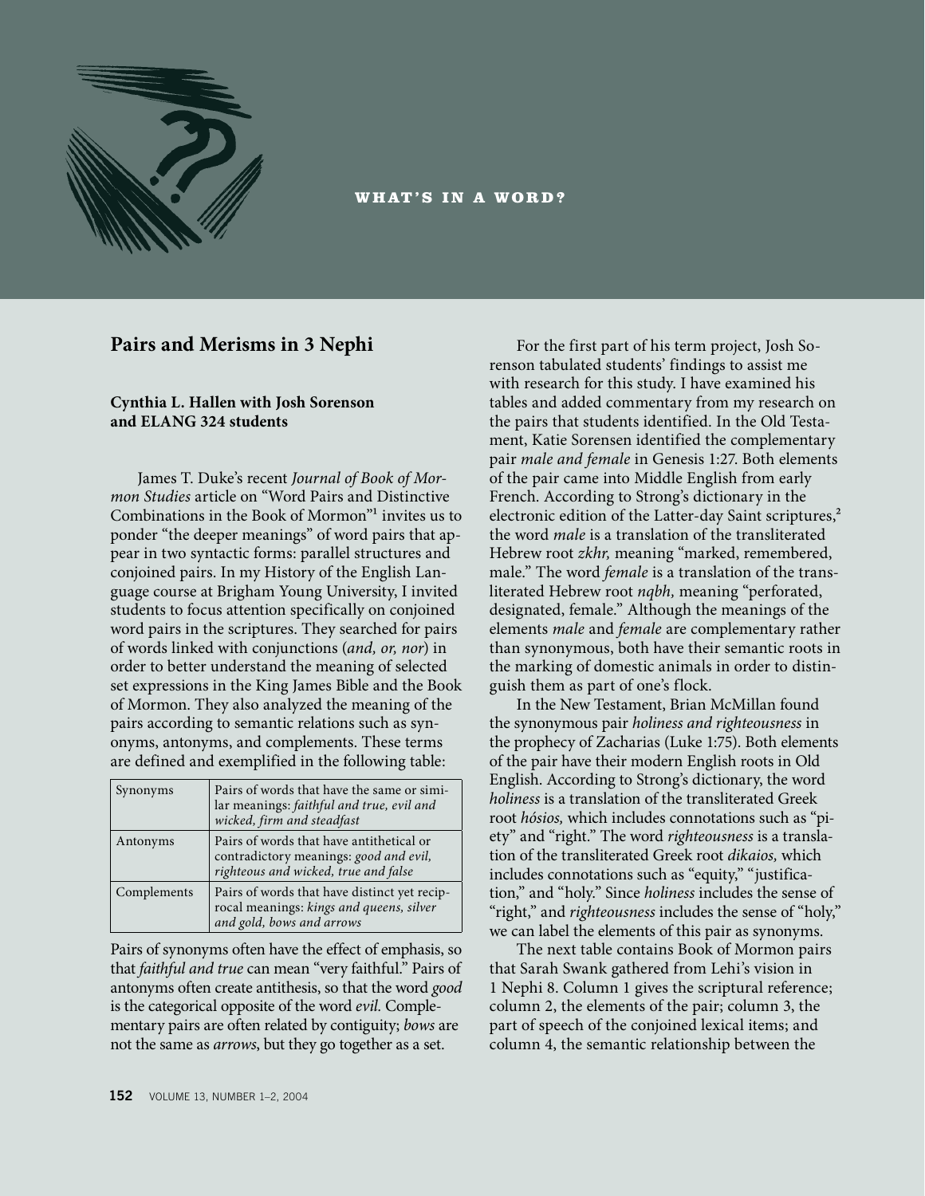WHAT'S IN A WORD?

## Pairs and Merisms in 3 Nephi

**Cynthia L. Hallen with Josh Sorenson and ELANG 324 students**

James T. Duke's recent *Journal of Book of Mormon Studies* article on "Word Pairs and Distinctive Combinations in the Book of Mormon"[1] invites us to ponder "the deeper meanings" of word pairs that appear in two syntactic forms: parallel structures and conjoined pairs. In my History of the English Language course at Brigham Young University, I invited students to focus attention specifically on conjoined word pairs in the scriptures. They searched for pairs of words linked with conjunctions (*and, or, nor*) in order to better understand the meaning of selected set expressions in the King James Bible and the Book of Mormon. They also analyzed the meaning of the pairs according to semantic relations such as synonyms, antonyms, and complements. These terms are defined and exemplified in the following table:

| | |
|---|---|
| Synonyms | Pairs of words that have the same or similar meanings: *faithful and true, evil and wicked, firm and steadfast* |
| Antonyms | Pairs of words that have antithetical or contradictory meanings: *good and evil, righteous and wicked, true and false* |
| Complements | Pairs of words that have distinct yet reciprocal meanings: *kings and queens, silver and gold, bows and arrows* |

Pairs of synonyms often have the effect of emphasis, so that *faithful and true* can mean "very faithful." Pairs of antonyms often create antithesis, so that the word *good* is the categorical opposite of the word *evil.* Complementary pairs are often related by contiguity; *bows* are not the same as *arrows*, but they go together as a set.

For the first part of his term project, Josh Sorenson tabulated students' findings to assist me with research for this study. I have examined his tables and added commentary from my research on the pairs that students identified. In the Old Testament, Katie Sorensen identified the complementary pair *male and female* in Genesis 1:27. Both elements of the pair came into Middle English from early French. According to Strong's dictionary in the electronic edition of the Latter-day Saint scriptures,[2] the word *male* is a translation of the transliterated Hebrew root *zkhr,* meaning "marked, remembered, male." The word *female* is a translation of the transliterated Hebrew root *nqbh,* meaning "perforated, designated, female." Although the meanings of the elements *male* and *female* are complementary rather than synonymous, both have their semantic roots in the marking of domestic animals in order to distinguish them as part of one's flock.

In the New Testament, Brian McMillan found the synonymous pair *holiness and righteousness* in the prophecy of Zacharias (Luke 1:75). Both elements of the pair have their modern English roots in Old English. According to Strong's dictionary, the word *holiness* is a translation of the transliterated Greek root *hósios,* which includes connotations such as "piety" and "right." The word *righteousness* is a translation of the transliterated Greek root *dikaios,* which includes connotations such as "equity," "justification," and "holy." Since *holiness* includes the sense of "right," and *righteousness* includes the sense of "holy," we can label the elements of this pair as synonyms.

The next table contains Book of Mormon pairs that Sarah Swank gathered from Lehi's vision in 1 Nephi 8. Column 1 gives the scriptural reference; column 2, the elements of the pair; column 3, the part of speech of the conjoined lexical items; and column 4, the semantic relationship between the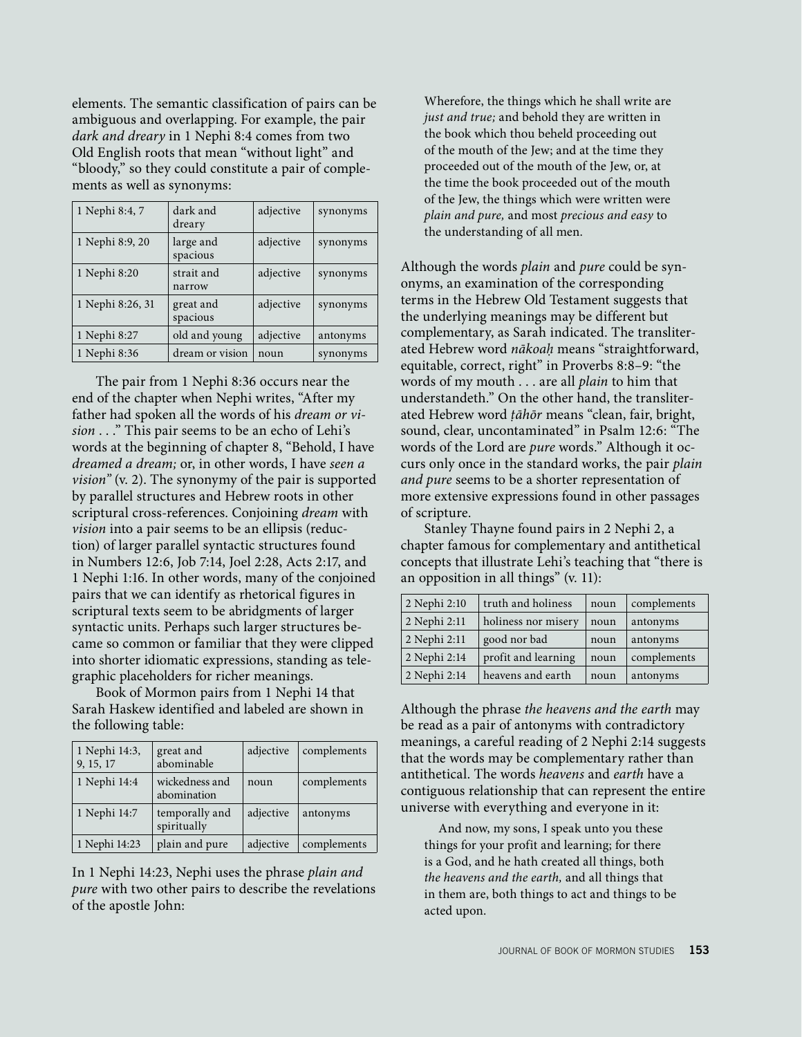elements. The semantic classification of pairs can be ambiguous and overlapping. For example, the pair *dark and dreary* in 1 Nephi 8:4 comes from two Old English roots that mean "without light" and "bloody," so they could constitute a pair of complements as well as synonyms:

| | | | |
|---|---|---|---|
| 1 Nephi 8:4, 7 | dark and dreary | adjective | synonyms |
| 1 Nephi 8:9, 20 | large and spacious | adjective | synonyms |
| 1 Nephi 8:20 | strait and narrow | adjective | synonyms |
| 1 Nephi 8:26, 31 | great and spacious | adjective | synonyms |
| 1 Nephi 8:27 | old and young | adjective | antonyms |
| 1 Nephi 8:36 | dream or vision | noun | synonyms |

The pair from 1 Nephi 8:36 occurs near the end of the chapter when Nephi writes, "After my father had spoken all the words of his *dream or vision* . . ." This pair seems to be an echo of Lehi's words at the beginning of chapter 8, "Behold, I have *dreamed a dream;* or, in other words, I have *seen a vision*" (v. 2). The synonymy of the pair is supported by parallel structures and Hebrew roots in other scriptural cross-references. Conjoining *dream* with *vision* into a pair seems to be an ellipsis (reduction) of larger parallel syntactic structures found in Numbers 12:6, Job 7:14, Joel 2:28, Acts 2:17, and 1 Nephi 1:16. In other words, many of the conjoined pairs that we can identify as rhetorical figures in scriptural texts seem to be abridgments of larger syntactic units. Perhaps such larger structures became so common or familiar that they were clipped into shorter idiomatic expressions, standing as telegraphic placeholders for richer meanings.

Book of Mormon pairs from 1 Nephi 14 that Sarah Haskew identified and labeled are shown in the following table:

| | | | |
|---|---|---|---|
| 1 Nephi 14:3, 9, 15, 17 | great and abominable | adjective | complements |
| 1 Nephi 14:4 | wickedness and abomination | noun | complements |
| 1 Nephi 14:7 | temporally and spiritually | adjective | antonyms |
| 1 Nephi 14:23 | plain and pure | adjective | complements |

In 1 Nephi 14:23, Nephi uses the phrase *plain and pure* with two other pairs to describe the revelations of the apostle John:

> Wherefore, the things which he shall write are *just and true;* and behold they are written in the book which thou beheld proceeding out of the mouth of the Jew; and at the time they proceeded out of the mouth of the Jew, or, at the time the book proceeded out of the mouth of the Jew, the things which were written were *plain and pure,* and most *precious and easy* to the understanding of all men.

Although the words *plain* and *pure* could be synonyms, an examination of the corresponding terms in the Hebrew Old Testament suggests that the underlying meanings may be different but complementary, as Sarah indicated. The transliterated Hebrew word *nākoaḥ* means "straightforward, equitable, correct, right" in Proverbs 8:8–9: "the words of my mouth . . . are all *plain* to him that understandeth." On the other hand, the transliterated Hebrew word *ṭāhōr* means "clean, fair, bright, sound, clear, uncontaminated" in Psalm 12:6: "The words of the Lord are *pure* words." Although it occurs only once in the standard works, the pair *plain and pure* seems to be a shorter representation of more extensive expressions found in other passages of scripture.

Stanley Thayne found pairs in 2 Nephi 2, a chapter famous for complementary and antithetical concepts that illustrate Lehi's teaching that "there is an opposition in all things" (v. 11):

| | | | |
|---|---|---|---|
| 2 Nephi 2:10 | truth and holiness | noun | complements |
| 2 Nephi 2:11 | holiness nor misery | noun | antonyms |
| 2 Nephi 2:11 | good nor bad | noun | antonyms |
| 2 Nephi 2:14 | profit and learning | noun | complements |
| 2 Nephi 2:14 | heavens and earth | noun | antonyms |

Although the phrase *the heavens and the earth* may be read as a pair of antonyms with contradictory meanings, a careful reading of 2 Nephi 2:14 suggests that the words may be complementary rather than antithetical. The words *heavens* and *earth* have a contiguous relationship that can represent the entire universe with everything and everyone in it:

> And now, my sons, I speak unto you these things for your profit and learning; for there is a God, and he hath created all things, both *the heavens and the earth,* and all things that in them are, both things to act and things to be acted upon.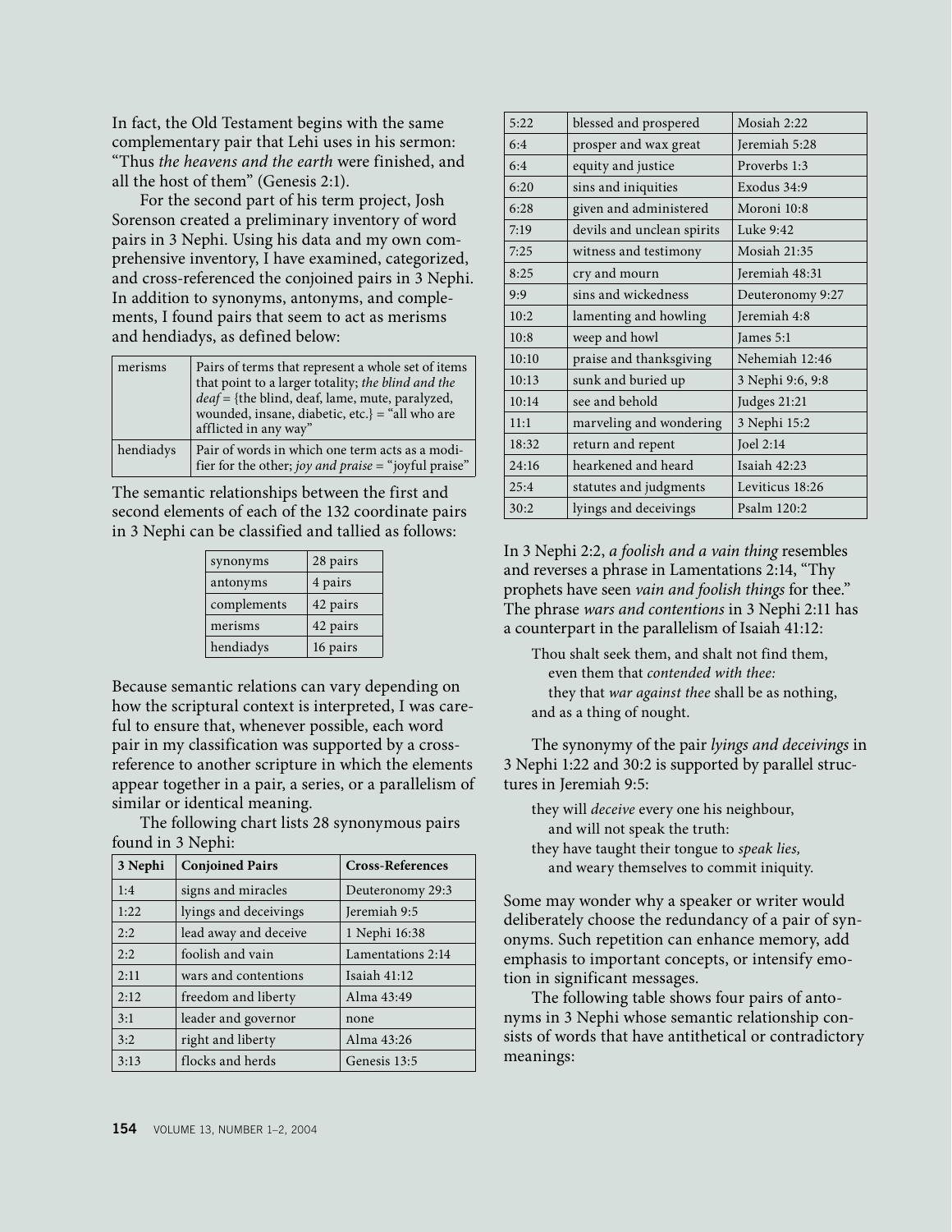In fact, the Old Testament begins with the same complementary pair that Lehi uses in his sermon: "Thus *the heavens and the earth* were finished, and all the host of them" (Genesis 2:1).

For the second part of his term project, Josh Sorenson created a preliminary inventory of word pairs in 3 Nephi. Using his data and my own comprehensive inventory, I have examined, categorized, and cross-referenced the conjoined pairs in 3 Nephi. In addition to synonyms, antonyms, and complements, I found pairs that seem to act as merisms and hendiadys, as defined below:

| | |
|---|---|
| merisms | Pairs of terms that represent a whole set of items that point to a larger totality; *the blind and the deaf* = {the blind, deaf, lame, mute, paralyzed, wounded, insane, diabetic, etc.} = "all who are afflicted in any way" |
| hendiadys | Pair of words in which one term acts as a modifier for the other; *joy and praise* = "joyful praise" |

The semantic relationships between the first and second elements of each of the 132 coordinate pairs in 3 Nephi can be classified and tallied as follows:

| | |
|---|---|
| synonyms | 28 pairs |
| antonyms | 4 pairs |
| complements | 42 pairs |
| merisms | 42 pairs |
| hendiadys | 16 pairs |

Because semantic relations can vary depending on how the scriptural context is interpreted, I was careful to ensure that, whenever possible, each word pair in my classification was supported by a cross-reference to another scripture in which the elements appear together in a pair, a series, or a parallelism of similar or identical meaning.

The following chart lists 28 synonymous pairs found in 3 Nephi:

| 3 Nephi | Conjoined Pairs | Cross-References |
|---|---|---|
| 1:4 | signs and miracles | Deuteronomy 29:3 |
| 1:22 | lyings and deceivings | Jeremiah 9:5 |
| 2:2 | lead away and deceive | 1 Nephi 16:38 |
| 2:2 | foolish and vain | Lamentations 2:14 |
| 2:11 | wars and contentions | Isaiah 41:12 |
| 2:12 | freedom and liberty | Alma 43:49 |
| 3:1 | leader and governor | none |
| 3:2 | right and liberty | Alma 43:26 |
| 3:13 | flocks and herds | Genesis 13:5 |
| 5:22 | blessed and prospered | Mosiah 2:22 |
| 6:4 | prosper and wax great | Jeremiah 5:28 |
| 6:4 | equity and justice | Proverbs 1:3 |
| 6:20 | sins and iniquities | Exodus 34:9 |
| 6:28 | given and administered | Moroni 10:8 |
| 7:19 | devils and unclean spirits | Luke 9:42 |
| 7:25 | witness and testimony | Mosiah 21:35 |
| 8:25 | cry and mourn | Jeremiah 48:31 |
| 9:9 | sins and wickedness | Deuteronomy 9:27 |
| 10:2 | lamenting and howling | Jeremiah 4:8 |
| 10:8 | weep and howl | James 5:1 |
| 10:10 | praise and thanksgiving | Nehemiah 12:46 |
| 10:13 | sunk and buried up | 3 Nephi 9:6, 9:8 |
| 10:14 | see and behold | Judges 21:21 |
| 11:1 | marveling and wondering | 3 Nephi 15:2 |
| 18:32 | return and repent | Joel 2:14 |
| 24:16 | hearkened and heard | Isaiah 42:23 |
| 25:4 | statutes and judgments | Leviticus 18:26 |
| 30:2 | lyings and deceivings | Psalm 120:2 |

In 3 Nephi 2:2, *a foolish and a vain thing* resembles and reverses a phrase in Lamentations 2:14, "Thy prophets have seen *vain and foolish things* for thee." The phrase *wars and contentions* in 3 Nephi 2:11 has a counterpart in the parallelism of Isaiah 41:12:

> Thou shalt seek them, and shalt not find them,
> even them that *contended with thee:*
> they that *war against thee* shall be as nothing,
> and as a thing of nought.

The synonymy of the pair *lyings and deceivings* in 3 Nephi 1:22 and 30:2 is supported by parallel structures in Jeremiah 9:5:

> they will *deceive* every one his neighbour,
> and will not speak the truth:
> they have taught their tongue to *speak lies,*
> and weary themselves to commit iniquity.

Some may wonder why a speaker or writer would deliberately choose the redundancy of a pair of synonyms. Such repetition can enhance memory, add emphasis to important concepts, or intensify emotion in significant messages.

The following table shows four pairs of antonyms in 3 Nephi whose semantic relationship consists of words that have antithetical or contradictory meanings: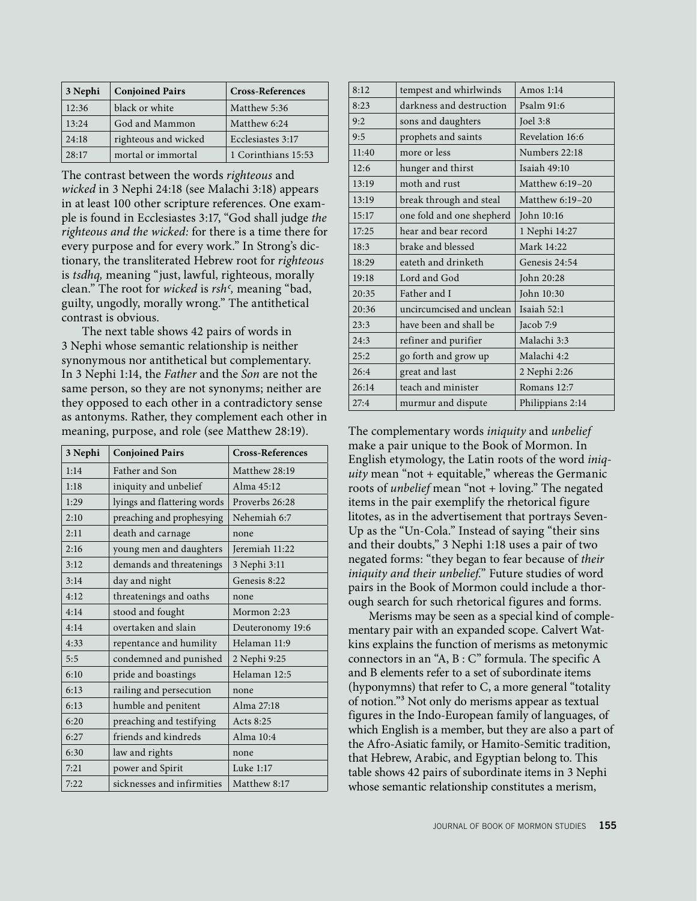| 3 Nephi | Conjoined Pairs | Cross-References |
|---|---|---|
| 12:36 | black or white | Matthew 5:36 |
| 13:24 | God and Mammon | Matthew 6:24 |
| 24:18 | righteous and wicked | Ecclesiastes 3:17 |
| 28:17 | mortal or immortal | 1 Corinthians 15:53 |

The contrast between the words *righteous* and *wicked* in 3 Nephi 24:18 (see Malachi 3:18) appears in at least 100 other scripture references. One example is found in Ecclesiastes 3:17, "God shall judge *the righteous and the wicked:* for there is a time there for every purpose and for every work." In Strong's dictionary, the transliterated Hebrew root for *righteous* is *tsdhq,* meaning "just, lawful, righteous, morally clean." The root for *wicked* is *rshʿ,* meaning "bad, guilty, ungodly, morally wrong." The antithetical contrast is obvious.

The next table shows 42 pairs of words in 3 Nephi whose semantic relationship is neither synonymous nor antithetical but complementary. In 3 Nephi 1:14, the *Father* and the *Son* are not the same person, so they are not synonyms; neither are they opposed to each other in a contradictory sense as antonyms. Rather, they complement each other in meaning, purpose, and role (see Matthew 28:19).

| 3 Nephi | Conjoined Pairs | Cross-References |
|---|---|---|
| 1:14 | Father and Son | Matthew 28:19 |
| 1:18 | iniquity and unbelief | Alma 45:12 |
| 1:29 | lyings and flattering words | Proverbs 26:28 |
| 2:10 | preaching and prophesying | Nehemiah 6:7 |
| 2:11 | death and carnage | none |
| 2:16 | young men and daughters | Jeremiah 11:22 |
| 3:12 | demands and threatenings | 3 Nephi 3:11 |
| 3:14 | day and night | Genesis 8:22 |
| 4:12 | threatenings and oaths | none |
| 4:14 | stood and fought | Mormon 2:23 |
| 4:14 | overtaken and slain | Deuteronomy 19:6 |
| 4:33 | repentance and humility | Helaman 11:9 |
| 5:5 | condemned and punished | 2 Nephi 9:25 |
| 6:10 | pride and boastings | Helaman 12:5 |
| 6:13 | railing and persecution | none |
| 6:13 | humble and penitent | Alma 27:18 |
| 6:20 | preaching and testifying | Acts 8:25 |
| 6:27 | friends and kindreds | Alma 10:4 |
| 6:30 | law and rights | none |
| 7:21 | power and Spirit | Luke 1:17 |
| 7:22 | sicknesses and infirmities | Matthew 8:17 |
| 8:12 | tempest and whirlwinds | Amos 1:14 |
| 8:23 | darkness and destruction | Psalm 91:6 |
| 9:2 | sons and daughters | Joel 3:8 |
| 9:5 | prophets and saints | Revelation 16:6 |
| 11:40 | more or less | Numbers 22:18 |
| 12:6 | hunger and thirst | Isaiah 49:10 |
| 13:19 | moth and rust | Matthew 6:19–20 |
| 13:19 | break through and steal | Matthew 6:19–20 |
| 15:17 | one fold and one shepherd | John 10:16 |
| 17:25 | hear and bear record | 1 Nephi 14:27 |
| 18:3 | brake and blessed | Mark 14:22 |
| 18:29 | eateth and drinketh | Genesis 24:54 |
| 19:18 | Lord and God | John 20:28 |
| 20:35 | Father and I | John 10:30 |
| 20:36 | uncircumcised and unclean | Isaiah 52:1 |
| 23:3 | have been and shall be | Jacob 7:9 |
| 24:3 | refiner and purifier | Malachi 3:3 |
| 25:2 | go forth and grow up | Malachi 4:2 |
| 26:4 | great and last | 2 Nephi 2:26 |
| 26:14 | teach and minister | Romans 12:7 |
| 27:4 | murmur and dispute | Philippians 2:14 |

The complementary words *iniquity* and *unbelief* make a pair unique to the Book of Mormon. In English etymology, the Latin roots of the word *iniquity* mean "not + equitable," whereas the Germanic roots of *unbelief* mean "not + loving." The negated items in the pair exemplify the rhetorical figure litotes, as in the advertisement that portrays Seven-Up as the "Un-Cola." Instead of saying "their sins and their doubts," 3 Nephi 1:18 uses a pair of two negated forms: "they began to fear because of *their iniquity and their unbelief.*" Future studies of word pairs in the Book of Mormon could include a thorough search for such rhetorical figures and forms.

Merisms may be seen as a special kind of complementary pair with an expanded scope. Calvert Watkins explains the function of merisms as metonymic connectors in an "A, B : C" formula. The specific A and B elements refer to a set of subordinate items (hyponymns) that refer to C, a more general "totality of notion."[3] Not only do merisms appear as textual figures in the Indo-European family of languages, of which English is a member, but they are also a part of the Afro-Asiatic family, or Hamito-Semitic tradition, that Hebrew, Arabic, and Egyptian belong to. This table shows 42 pairs of subordinate items in 3 Nephi whose semantic relationship constitutes a merism,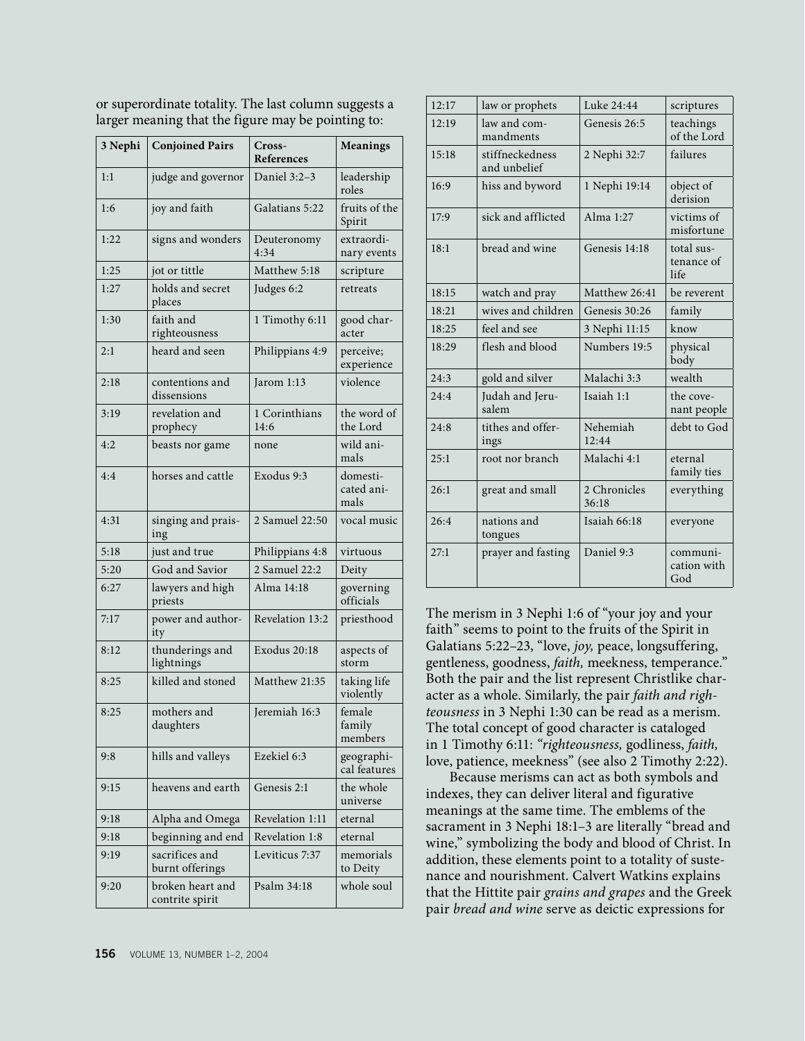or superordinate totality. The last column suggests a larger meaning that the figure may be pointing to:

| 3 Nephi | Conjoined Pairs | Cross-References | Meanings |
|---|---|---|---|
| 1:1 | judge and governor | Daniel 3:2–3 | leadership roles |
| 1:6 | joy and faith | Galatians 5:22 | fruits of the Spirit |
| 1:22 | signs and wonders | Deuteronomy 4:34 | extraordinary events |
| 1:25 | jot or tittle | Matthew 5:18 | scripture |
| 1:27 | holds and secret places | Judges 6:2 | retreats |
| 1:30 | faith and righteousness | 1 Timothy 6:11 | good character |
| 2:1 | heard and seen | Philippians 4:9 | perceive; experience |
| 2:18 | contentions and dissensions | Jarom 1:13 | violence |
| 3:19 | revelation and prophecy | 1 Corinthians 14:6 | the word of the Lord |
| 4:2 | beasts nor game | none | wild animals |
| 4:4 | horses and cattle | Exodus 9:3 | domesticated animals |
| 4:31 | singing and praising | 2 Samuel 22:50 | vocal music |
| 5:18 | just and true | Philippians 4:8 | virtuous |
| 5:20 | God and Savior | 2 Samuel 22:2 | Deity |
| 6:27 | lawyers and high priests | Alma 14:18 | governing officials |
| 7:17 | power and authority | Revelation 13:2 | priesthood |
| 8:12 | thunderings and lightnings | Exodus 20:18 | aspects of storm |
| 8:25 | killed and stoned | Matthew 21:35 | taking life violently |
| 8:25 | mothers and daughters | Jeremiah 16:3 | female family members |
| 9:8 | hills and valleys | Ezekiel 6:3 | geographical features |
| 9:15 | heavens and earth | Genesis 2:1 | the whole universe |
| 9:18 | Alpha and Omega | Revelation 1:11 | eternal |
| 9:18 | beginning and end | Revelation 1:8 | eternal |
| 9:19 | sacrifices and burnt offerings | Leviticus 7:37 | memorials to Deity |
| 9:20 | broken heart and contrite spirit | Psalm 34:18 | whole soul |
| 12:17 | law or prophets | Luke 24:44 | scriptures |
| 12:19 | law and commandments | Genesis 26:5 | teachings of the Lord |
| 15:18 | stiffneckedness and unbelief | 2 Nephi 32:7 | failures |
| 16:9 | hiss and byword | 1 Nephi 19:14 | object of derision |
| 17:9 | sick and afflicted | Alma 1:27 | victims of misfortune |
| 18:1 | bread and wine | Genesis 14:18 | total sustenance of life |
| 18:15 | watch and pray | Matthew 26:41 | be reverent |
| 18:21 | wives and children | Genesis 30:26 | family |
| 18:25 | feel and see | 3 Nephi 11:15 | know |
| 18:29 | flesh and blood | Numbers 19:5 | physical body |
| 24:3 | gold and silver | Malachi 3:3 | wealth |
| 24:4 | Judah and Jerusalem | Isaiah 1:1 | the covenant people |
| 24:8 | tithes and offerings | Nehemiah 12:44 | debt to God |
| 25:1 | root nor branch | Malachi 4:1 | eternal family ties |
| 26:1 | great and small | 2 Chronicles 36:18 | everything |
| 26:4 | nations and tongues | Isaiah 66:18 | everyone |
| 27:1 | prayer and fasting | Daniel 9:3 | communication with God |

The merism in 3 Nephi 1:6 of "your joy and your faith" seems to point to the fruits of the Spirit in Galatians 5:22–23, "love, *joy,* peace, longsuffering, gentleness, goodness, *faith,* meekness, temperance." Both the pair and the list represent Christlike character as a whole. Similarly, the pair *faith and righteousness* in 3 Nephi 1:30 can be read as a merism. The total concept of good character is cataloged in 1 Timothy 6:11: *"righteousness,* godliness, *faith,* love, patience, meekness" (see also 2 Timothy 2:22).

Because merisms can act as both symbols and indexes, they can deliver literal and figurative meanings at the same time. The emblems of the sacrament in 3 Nephi 18:1–3 are literally "bread and wine," symbolizing the body and blood of Christ. In addition, these elements point to a totality of sustenance and nourishment. Calvert Watkins explains that the Hittite pair *grains and grapes* and the Greek pair *bread and wine* serve as deictic expressions for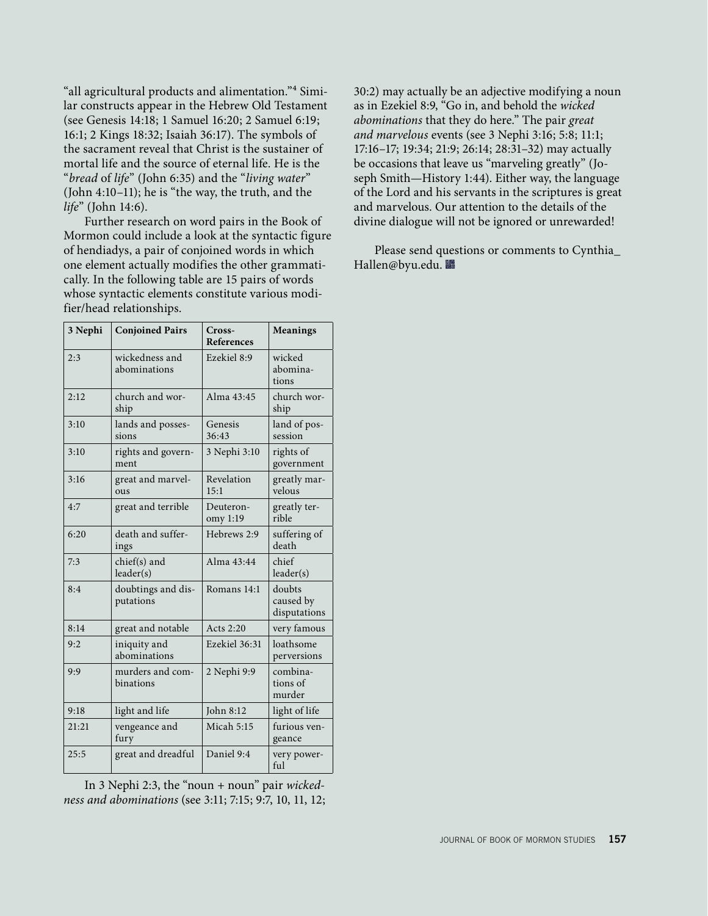"all agricultural products and alimentation."[4] Similar constructs appear in the Hebrew Old Testament (see Genesis 14:18; 1 Samuel 16:20; 2 Samuel 6:19; 16:1; 2 Kings 18:32; Isaiah 36:17). The symbols of the sacrament reveal that Christ is the sustainer of mortal life and the source of eternal life. He is the "*bread* of *life*" (John 6:35) and the "*living water*" (John 4:10–11); he is "the way, the truth, and the *life*" (John 14:6).

Further research on word pairs in the Book of Mormon could include a look at the syntactic figure of hendiadys, a pair of conjoined words in which one element actually modifies the other grammatically. In the following table are 15 pairs of words whose syntactic elements constitute various modifier/head relationships.

| 3 Nephi | Conjoined Pairs | Cross-References | Meanings |
|---|---|---|---|
| 2:3 | wickedness and abominations | Ezekiel 8:9 | wicked abominations |
| 2:12 | church and worship | Alma 43:45 | church worship |
| 3:10 | lands and possessions | Genesis 36:43 | land of possession |
| 3:10 | rights and government | 3 Nephi 3:10 | rights of government |
| 3:16 | great and marvelous | Revelation 15:1 | greatly marvelous |
| 4:7 | great and terrible | Deuteronomy 1:19 | greatly terrible |
| 6:20 | death and sufferings | Hebrews 2:9 | suffering of death |
| 7:3 | chief(s) and leader(s) | Alma 43:44 | chief leader(s) |
| 8:4 | doubtings and disputations | Romans 14:1 | doubts caused by disputations |
| 8:14 | great and notable | Acts 2:20 | very famous |
| 9:2 | iniquity and abominations | Ezekiel 36:31 | loathsome perversions |
| 9:9 | murders and combinations | 2 Nephi 9:9 | combinations of murder |
| 9:18 | light and life | John 8:12 | light of life |
| 21:21 | vengeance and fury | Micah 5:15 | furious vengeance |
| 25:5 | great and dreadful | Daniel 9:4 | very powerful |

In 3 Nephi 2:3, the "noun + noun" pair *wickedness and abominations* (see 3:11; 7:15; 9:7, 10, 11, 12; 30:2) may actually be an adjective modifying a noun as in Ezekiel 8:9, "Go in, and behold the *wicked abominations* that they do here." The pair *great and marvelous* events (see 3 Nephi 3:16; 5:8; 11:1; 17:16–17; 19:34; 21:9; 26:14; 28:31–32) may actually be occasions that leave us "marveling greatly" (Joseph Smith—History 1:44). Either way, the language of the Lord and his servants in the scriptures is great and marvelous. Our attention to the details of the divine dialogue will not be ignored or unrewarded!

Please send questions or comments to Cynthia_Hallen@byu.edu.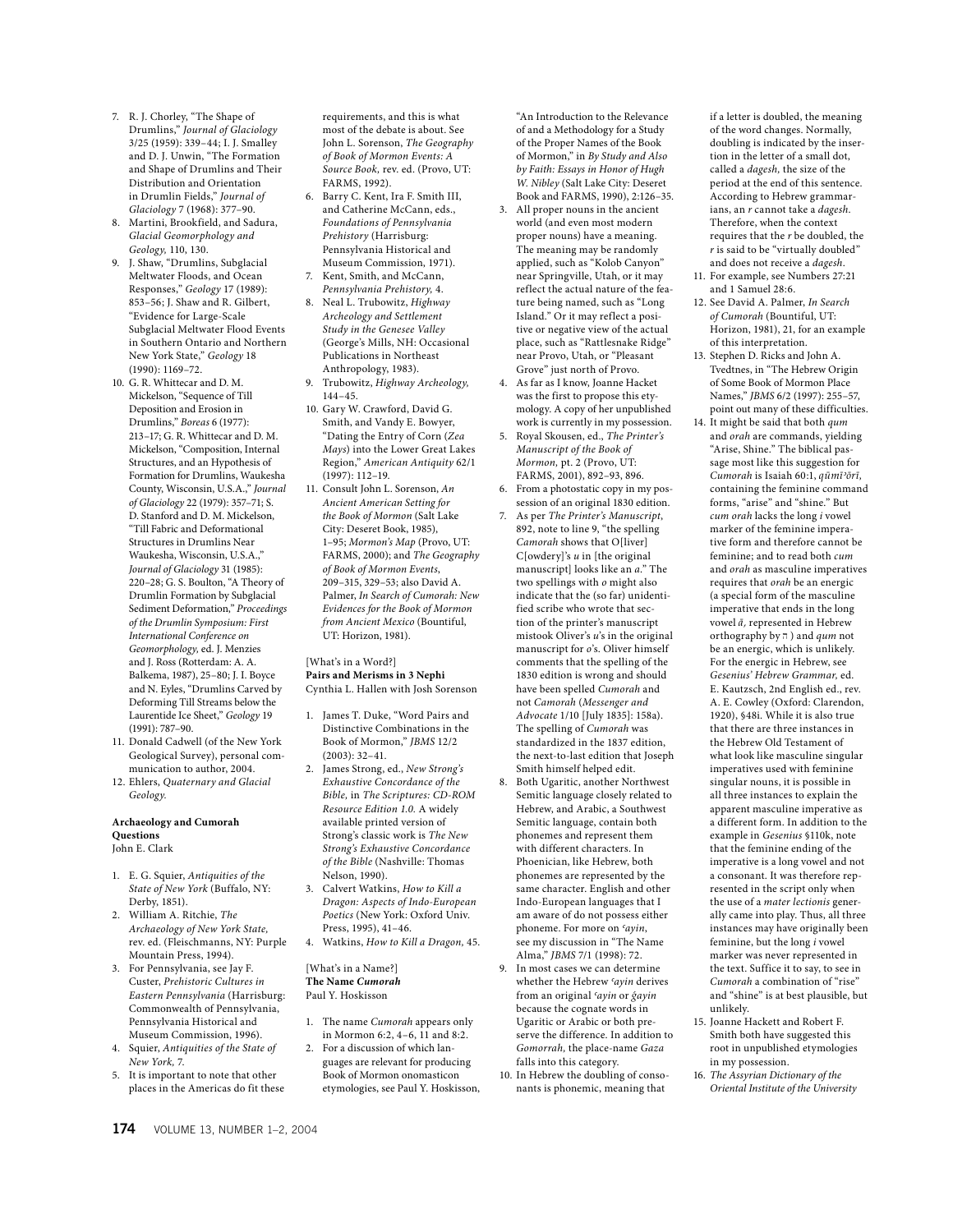7. R. J. Chorley, "The Shape of Drumlins," *Journal of Glaciology* 3/25 (1959): 339–44; I. J. Smalley and D. J. Unwin, "The Formation and Shape of Drumlins and Their Distribution and Orientation in Drumlin Fields," *Journal of Glaciology* 7 (1968): 377–90.
8. Martini, Brookfield, and Sadura, *Glacial Geomorphology and Geology*, 110, 130.
9. J. Shaw, "Drumlins, Subglacial Meltwater Floods, and Ocean Responses," *Geology* 17 (1989): 853–56; J. Shaw and R. Gilbert, "Evidence for Large-Scale Subglacial Meltwater Flood Events in Southern Ontario and Northern New York State," *Geology* 18 (1990): 1169–72.
10. G. R. Whittecar and D. M. Mickelson, "Sequence of Till Deposition and Erosion in Drumlins," *Boreas* 6 (1977): 213–17; G. R. Whittecar and D. M. Mickelson, "Composition, Internal Structures, and an Hypothesis of Formation for Drumlins, Waukesha County, Wisconsin, U.S.A.," *Journal of Glaciology* 22 (1979): 357–71; S. D. Stanford and D. M. Mickelson, "Till Fabric and Deformational Structures in Drumlins Near Waukesha, Wisconsin, U.S.A.," *Journal of Glaciology* 31 (1985): 220–28; G. S. Boulton, "A Theory of Drumlin Formation by Subglacial Sediment Deformation," *Proceedings of the Drumlin Symposium: First International Conference on Geomorphology*, ed. J. Menzies and J. Ross (Rotterdam: A. A. Balkema, 1987), 25–80; J. I. Boyce and N. Eyles, "Drumlins Carved by Deforming Till Streams below the Laurentide Ice Sheet," *Geology* 19 (1991): 787–90.
11. Donald Cadwell (of the New York Geological Survey), personal communication to author, 2004.
12. Ehlers, *Quaternary and Glacial Geology.*

**Archaeology and Cumorah Questions**
John E. Clark

1. E. G. Squier, *Antiquities of the State of New York* (Buffalo, NY: Derby, 1851).
2. William A. Ritchie, *The Archaeology of New York State*, rev. ed. (Fleischmanns, NY: Purple Mountain Press, 1994).
3. For Pennsylvania, see Jay F. Custer, *Prehistoric Cultures in Eastern Pennsylvania* (Harrisburg: Commonwealth of Pennsylvania, Pennsylvania Historical and Museum Commission, 1996).
4. Squier, *Antiquities of the State of New York*, 7.
5. It is important to note that other places in the Americas do fit these requirements, and this is what most of the debate is about. See John L. Sorenson, *The Geography of Book of Mormon Events: A Source Book*, rev. ed. (Provo, UT: FARMS, 1992).
6. Barry C. Kent, Ira F. Smith III, and Catherine McCann, eds., *Foundations of Pennsylvania Prehistory* (Harrisburg: Pennsylvania Historical and Museum Commission, 1971).
7. Kent, Smith, and McCann, *Pennsylvania Prehistory*, 4.
8. Neal L. Trubowitz, *Highway Archeology and Settlement Study in the Genesee Valley* (George's Mills, NH: Occasional Publications in Northeast Anthropology, 1983).
9. Trubowitz, *Highway Archeology*, 144–45.
10. Gary W. Crawford, David G. Smith, and Vandy E. Bowyer, "Dating the Entry of Corn (*Zea Mays*) into the Lower Great Lakes Region," *American Antiquity* 62/1 (1997): 112–19.
11. Consult John L. Sorenson, *An Ancient American Setting for the Book of Mormon* (Salt Lake City: Deseret Book, 1985), 1–95; *Mormon's Map* (Provo, UT: FARMS, 2000); and *The Geography of Book of Mormon Events*, 209–315, 329–53; also David A. Palmer, *In Search of Cumorah: New Evidences for the Book of Mormon from Ancient Mexico* (Bountiful, UT: Horizon, 1981).

[What's in a Word?]
**Pairs and Merisms in 3 Nephi**
Cynthia L. Hallen with Josh Sorenson

1. James T. Duke, "Word Pairs and Distinctive Combinations in the Book of Mormon," *JBMS* 12/2 (2003): 32–41.
2. James Strong, ed., *New Strong's Exhaustive Concordance of the Bible*, in *The Scriptures: CD-ROM Resource Edition 1.0.* A widely available printed version of Strong's classic work is *The New Strong's Exhaustive Concordance of the Bible* (Nashville: Thomas Nelson, 1990).
3. Calvert Watkins, *How to Kill a Dragon: Aspects of Indo-European Poetics* (New York: Oxford Univ. Press, 1995), 41–46.
4. Watkins, *How to Kill a Dragon*, 45.

[What's in a Name?]
**The Name *Cumorah***
Paul Y. Hoskisson

1. The name *Cumorah* appears only in Mormon 6:2, 4–6, 11 and 8:2.
2. For a discussion of which languages are relevant for producing Book of Mormon onomasticon etymologies, see Paul Y. Hoskisson, "An Introduction to the Relevance of and a Methodology for a Study of the Proper Names of the Book of Mormon," in *By Study and Also by Faith: Essays in Honor of Hugh W. Nibley* (Salt Lake City: Deseret Book and FARMS, 1990), 2:126–35.
3. All proper nouns in the ancient world (and even most modern proper nouns) have a meaning. The meaning may be randomly applied, such as "Kolob Canyon" near Springville, Utah, or it may reflect the actual nature of the feature being named, such as "Long Island." Or it may reflect a positive or negative view of the actual place, such as "Rattlesnake Ridge" near Provo, Utah, or "Pleasant Grove" just north of Provo.
4. As far as I know, Joanne Hacket was the first to propose this etymology. A copy of her unpublished work is currently in my possession.
5. Royal Skousen, ed., *The Printer's Manuscript of the Book of Mormon*, pt. 2 (Provo, UT: FARMS, 2001), 892–93, 896.
6. From a photostatic copy in my possession of an original 1830 edition.
7. As per *The Printer's Manuscript*, 892, note to line 9, "the spelling *Camorah* shows that O[liver] C[owdery]'s *u* in [the original manuscript] looks like an *a*." The two spellings with *o* might also indicate that the (so far) unidentified scribe who wrote that section of the printer's manuscript mistook Oliver's *u*'s in the original manuscript for *o*'s. Oliver himself comments that the spelling of the 1830 edition is wrong and should have been spelled *Cumorah* and not *Camorah* (*Messenger and Advocate* 1/10 [July 1835]: 158a). The spelling of *Cumorah* was standardized in the 1837 edition, the next-to-last edition that Joseph Smith himself helped edit.
8. Both Ugaritic, another Northwest Semitic language closely related to Hebrew, and Arabic, a Southwest Semitic language, contain both phonemes and represent them with different characters. In Phoenician, like Hebrew, both phonemes are represented by the same character. English and other Indo-European languages that I am aware of do not possess either phoneme. For more on *ʿayin*, see my discussion in "The Name Alma," *JBMS* 7/1 (1998): 72.
9. In most cases we can determine whether the Hebrew *ʿayin* derives from an original *ʿayin* or *ġayin* because the cognate words in Ugaritic or Arabic or both preserve the difference. In addition to *Gomorrah*, the place-name *Gaza* falls into this category.
10. In Hebrew the doubling of consonants is phonemic, meaning that if a letter is doubled, the meaning of the word changes. Normally, doubling is indicated by the insertion in the letter of a small dot, called a *dagesh*, the size of the period at the end of this sentence. According to Hebrew grammarians, an *r* cannot take a *dagesh*. Therefore, when the context requires that the *r* be doubled, the *r* is said to be "virtually doubled" and does not receive a *dagesh*.
11. For example, see Numbers 27:21 and 1 Samuel 28:6.
12. See David A. Palmer, *In Search of Cumorah* (Bountiful, UT: Horizon, 1981), 21, for an example of this interpretation.
13. Stephen D. Ricks and John A. Tvedtnes, in "The Hebrew Origin of Some Book of Mormon Place Names," *JBMS* 6/2 (1997): 255–57, point out many of these difficulties.
14. It might be said that both *qum* and *orah* are commands, yielding "Arise, Shine." The biblical passage most like this suggestion for *Cumorah* is Isaiah 60:1, *qûmî ʾôrî*, containing the feminine command forms, "arise" and "shine." But *cum orah* lacks the long *i* vowel marker of the feminine imperative form and therefore cannot be feminine; and to read both *cum* and *orah* as masculine imperatives requires that *orah* be an energic (a special form of the masculine imperative that ends in the long vowel *ā*, represented in Hebrew orthography by ה ) and *qum* not be an energic, which is unlikely. For the energic in Hebrew, see *Gesenius' Hebrew Grammar*, ed. E. Kautzsch, 2nd English ed., rev. A. E. Cowley (Oxford: Clarendon, 1920), §48i. While it is also true that there are three instances in the Hebrew Old Testament of what look like masculine singular imperatives used with feminine singular nouns, it is possible in all three instances to explain the apparent masculine imperative as a different form. In addition to the example in *Gesenius* §110k, note that the feminine ending of the imperative is a long vowel and not a consonant. It was therefore represented in the script only when the use of a *mater lectionis* generally came into play. Thus, all three instances may have originally been feminine, but the long *i* vowel marker was never represented in the text. Suffice it to say, to see in *Cumorah* a combination of "rise" and "shine" is at best plausible, but unlikely.
15. Joanne Hackett and Robert F. Smith both have suggested this root in unpublished etymologies in my possession.
16. *The Assyrian Dictionary of the Oriental Institute of the University*